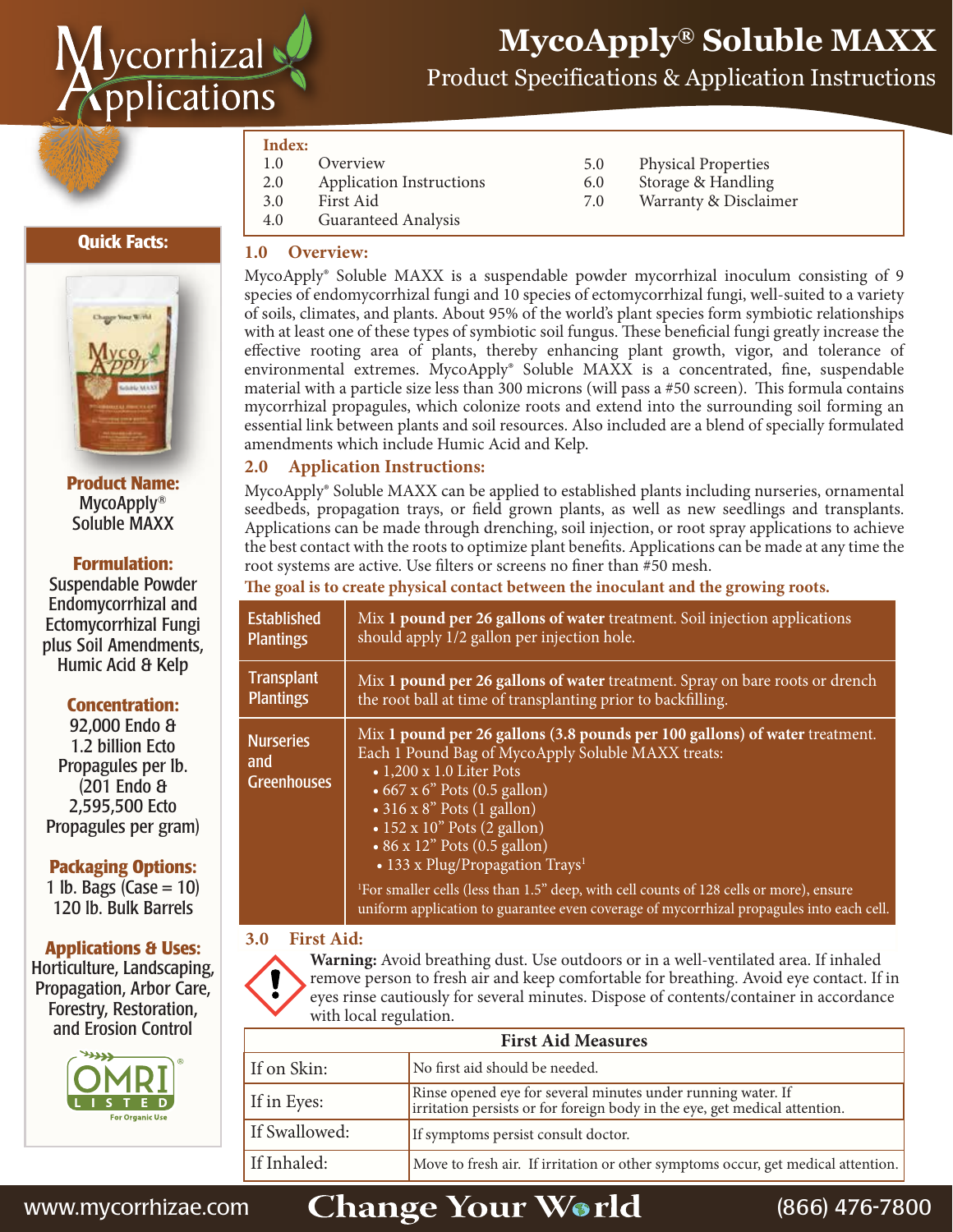# MycoApply® Soluble MAXX

Product Specifications & Application Instructions

Mycorrhizal Applications

## Quick Facts:

**Product Name:**
MycoApply®
Soluble MAXX

**Formulation:**
Suspendable Powder Endomycorrhizal and Ectomycorrhizal Fungi plus Soil Amendments, Humic Acid & Kelp

**Concentration:**
92,000 Endo & 1.2 billion Ecto Propagules per lb. (201 Endo & 2,595,500 Ecto Propagules per gram)

**Packaging Options:**
1 lb. Bags (Case = 10)
120 lb. Bulk Barrels

**Applications & Uses:**
Horticulture, Landscaping, Propagation, Arbor Care, Forestry, Restoration, and Erosion Control

OMRI LISTED For Organic Use

**Index:**

| | | | |
|---|---|---|---|
| 1.0 | Overview | 5.0 | Physical Properties |
| 2.0 | Application Instructions | 6.0 | Storage & Handling |
| 3.0 | First Aid | 7.0 | Warranty & Disclaimer |
| 4.0 | Guaranteed Analysis | | |

## 1.0 Overview:

MycoApply® Soluble MAXX is a suspendable powder mycorrhizal inoculum consisting of 9 species of endomycorrhizal fungi and 10 species of ectomycorrhizal fungi, well-suited to a variety of soils, climates, and plants. About 95% of the world's plant species form symbiotic relationships with at least one of these types of symbiotic soil fungus. These beneficial fungi greatly increase the effective rooting area of plants, thereby enhancing plant growth, vigor, and tolerance of environmental extremes. MycoApply® Soluble MAXX is a concentrated, fine, suspendable material with a particle size less than 300 microns (will pass a #50 screen). This formula contains mycorrhizal propagules, which colonize roots and extend into the surrounding soil forming an essential link between plants and soil resources. Also included are a blend of specially formulated amendments which include Humic Acid and Kelp.

## 2.0 Application Instructions:

MycoApply® Soluble MAXX can be applied to established plants including nurseries, ornamental seedbeds, propagation trays, or field grown plants, as well as new seedlings and transplants. Applications can be made through drenching, soil injection, or root spray applications to achieve the best contact with the roots to optimize plant benefits. Applications can be made at any time the root systems are active. Use filters or screens no finer than #50 mesh.

**The goal is to create physical contact between the inoculant and the growing roots.**

| | |
|---|---|
| Established Plantings | Mix **1 pound per 26 gallons of water** treatment. Soil injection applications should apply 1/2 gallon per injection hole. |
| Transplant Plantings | Mix **1 pound per 26 gallons of water** treatment. Spray on bare roots or drench the root ball at time of transplanting prior to backfilling. |
| Nurseries and Greenhouses | Mix **1 pound per 26 gallons (3.8 pounds per 100 gallons) of water** treatment. Each 1 Pound Bag of MycoApply Soluble MAXX treats: • 1,200 x 1.0 Liter Pots • 667 x 6" Pots (0.5 gallon) • 316 x 8" Pots (1 gallon) • 152 x 10" Pots (2 gallon) • 86 x 12" Pots (0.5 gallon) • 133 x Plug/Propagation Trays[1] <br>[1]For smaller cells (less than 1.5" deep, with cell counts of 128 cells or more), ensure uniform application to guarantee even coverage of mycorrhizal propagules into each cell. |

## 3.0 First Aid:

**Warning:** Avoid breathing dust. Use outdoors or in a well-ventilated area. If inhaled remove person to fresh air and keep comfortable for breathing. Avoid eye contact. If in eyes rinse cautiously for several minutes. Dispose of contents/container in accordance with local regulation.

| First Aid Measures | |
|---|---|
| If on Skin: | No first aid should be needed. |
| If in Eyes: | Rinse opened eye for several minutes under running water. If irritation persists or for foreign body in the eye, get medical attention. |
| If Swallowed: | If symptoms persist consult doctor. |
| If Inhaled: | Move to fresh air. If irritation or other symptoms occur, get medical attention. |

www.mycorrhizae.com | Change Your World | (866) 476-7800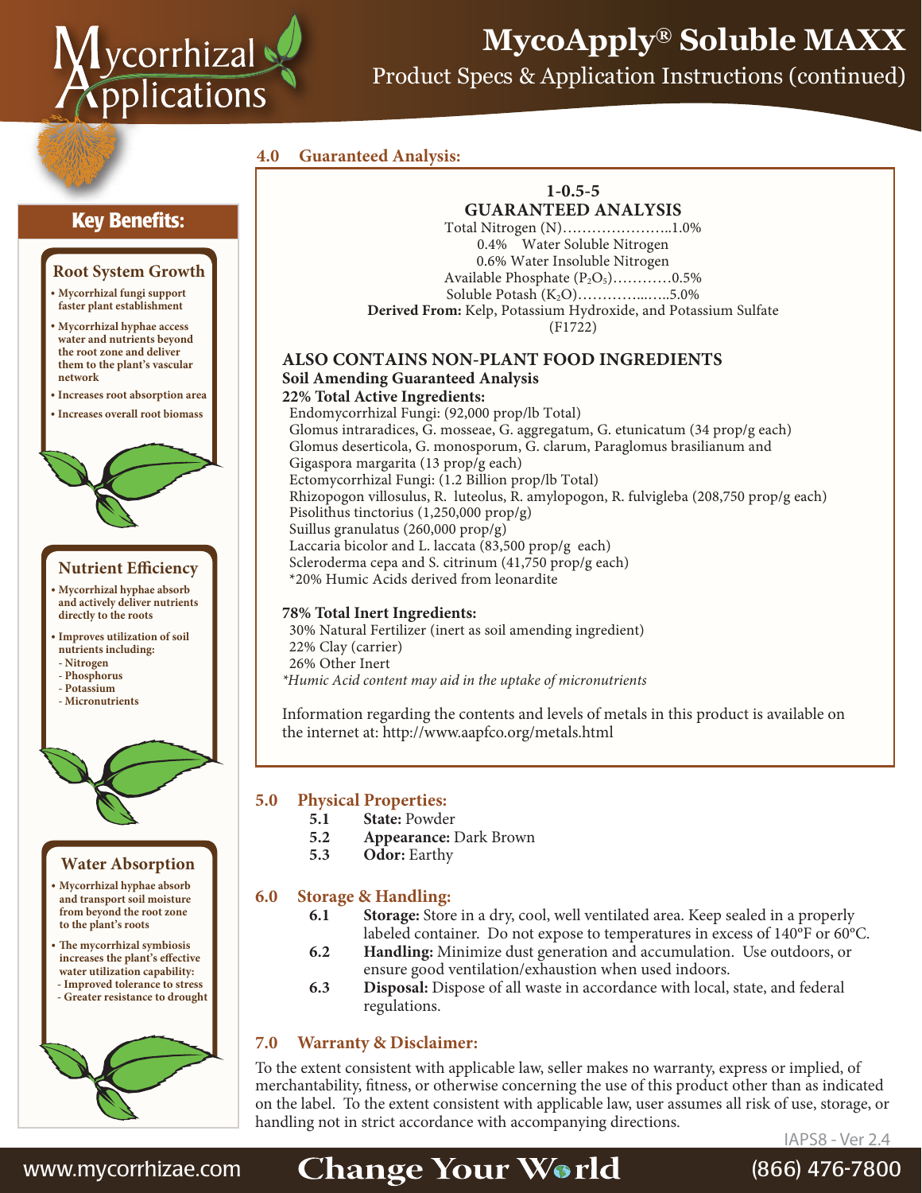# MycoApply® Soluble MAXX

Product Specs & Application Instructions (continued)

## Key Benefits:

### Root System Growth

- Mycorrhizal fungi support faster plant establishment
- Mycorrhizal hyphae access water and nutrients beyond the root zone and deliver them to the plant's vascular network
- Increases root absorption area
- Increases overall root biomass

### Nutrient Efficiency

- Mycorrhizal hyphae absorb and actively deliver nutrients directly to the roots
- Improves utilization of soil nutrients including:
  - Nitrogen
  - Phosphorus
  - Potassium
  - Micronutrients

### Water Absorption

- Mycorrhizal hyphae absorb and transport soil moisture from beyond the root zone to the plant's roots
- The mycorrhizal symbiosis increases the plant's effective water utilization capability:
  - Improved tolerance to stress
  - Greater resistance to drought

## 4.0 Guaranteed Analysis:

**1-0.5-5**

**GUARANTEED ANALYSIS**

Total Nitrogen (N)…………………..1.0%

0.4% Water Soluble Nitrogen

0.6% Water Insoluble Nitrogen

Available Phosphate ($P_2O_5$)…………0.5%

Soluble Potash ($K_2O$)……………..…..5.0%

**Derived From:** Kelp, Potassium Hydroxide, and Potassium Sulfate

(F1722)

**ALSO CONTAINS NON-PLANT FOOD INGREDIENTS**

**Soil Amending Guaranteed Analysis**

**22% Total Active Ingredients:**

Endomycorrhizal Fungi: (92,000 prop/lb Total)

Glomus intraradices, G. mosseae, G. aggregatum, G. etunicatum (34 prop/g each)

Glomus deserticola, G. monosporum, G. clarum, Paraglomus brasilianum and Gigaspora margarita (13 prop/g each)

Ectomycorrhizal Fungi: (1.2 Billion prop/lb Total)

Rhizopogon villosulus, R. luteolus, R. amylopogon, R. fulvigleba (208,750 prop/g each)

Pisolithus tinctorius (1,250,000 prop/g)

Suillus granulatus (260,000 prop/g)

Laccaria bicolor and L. laccata (83,500 prop/g each)

Scleroderma cepa and S. citrinum (41,750 prop/g each)

*20% Humic Acids derived from leonardite

**78% Total Inert Ingredients:**

30% Natural Fertilizer (inert as soil amending ingredient)

22% Clay (carrier)

26% Other Inert

*\*Humic Acid content may aid in the uptake of micronutrients*

Information regarding the contents and levels of metals in this product is available on the internet at: http://www.aapfco.org/metals.html

## 5.0 Physical Properties:

- **5.1 State:** Powder
- **5.2 Appearance:** Dark Brown
- **5.3 Odor:** Earthy

## 6.0 Storage & Handling:

- **6.1 Storage:** Store in a dry, cool, well ventilated area. Keep sealed in a properly labeled container. Do not expose to temperatures in excess of 140ºF or 60ºC.
- **6.2 Handling:** Minimize dust generation and accumulation. Use outdoors, or ensure good ventilation/exhaustion when used indoors.
- **6.3 Disposal:** Dispose of all waste in accordance with local, state, and federal regulations.

## 7.0 Warranty & Disclaimer:

To the extent consistent with applicable law, seller makes no warranty, express or implied, of merchantability, fitness, or otherwise concerning the use of this product other than as indicated on the label. To the extent consistent with applicable law, user assumes all risk of use, storage, or handling not in strict accordance with accompanying directions.

IAPS8 - Ver 2.4

www.mycorrhizae.com **Change Your World** (866) 476-7800